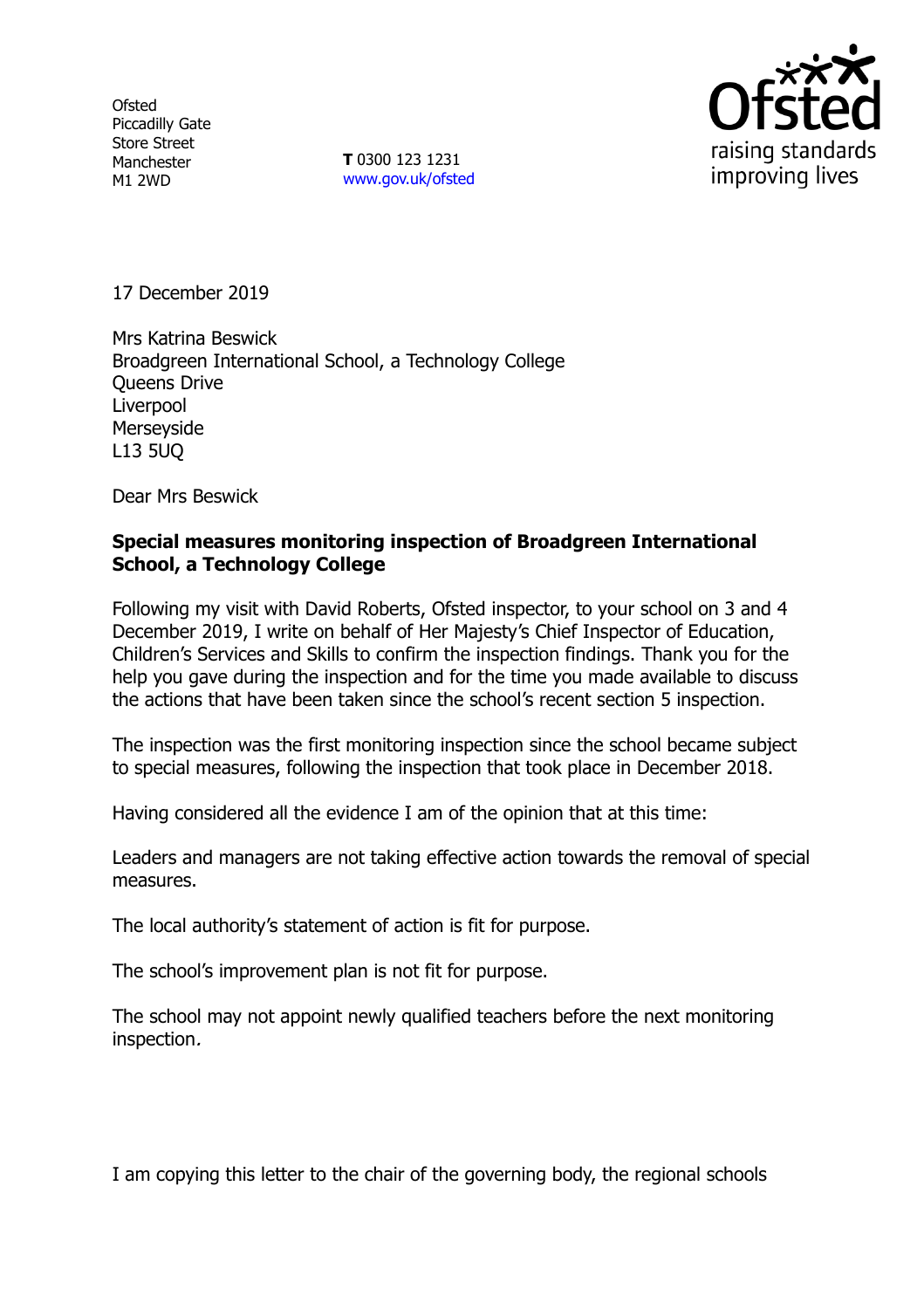Ofsted
Piccadilly Gate
Store Street
Manchester
M1 2WD

**T** 0300 123 1231
www.gov.uk/ofsted

17 December 2019

Mrs Katrina Beswick
Broadgreen International School, a Technology College
Queens Drive
Liverpool
Merseyside
L13 5UQ

Dear Mrs Beswick

**Special measures monitoring inspection of Broadgreen International School, a Technology College**

Following my visit with David Roberts, Ofsted inspector, to your school on 3 and 4 December 2019, I write on behalf of Her Majesty's Chief Inspector of Education, Children's Services and Skills to confirm the inspection findings. Thank you for the help you gave during the inspection and for the time you made available to discuss the actions that have been taken since the school's recent section 5 inspection.

The inspection was the first monitoring inspection since the school became subject to special measures, following the inspection that took place in December 2018.

Having considered all the evidence I am of the opinion that at this time:

Leaders and managers are not taking effective action towards the removal of special measures.

The local authority's statement of action is fit for purpose.

The school's improvement plan is not fit for purpose.

The school may not appoint newly qualified teachers before the next monitoring inspection.

I am copying this letter to the chair of the governing body, the regional schools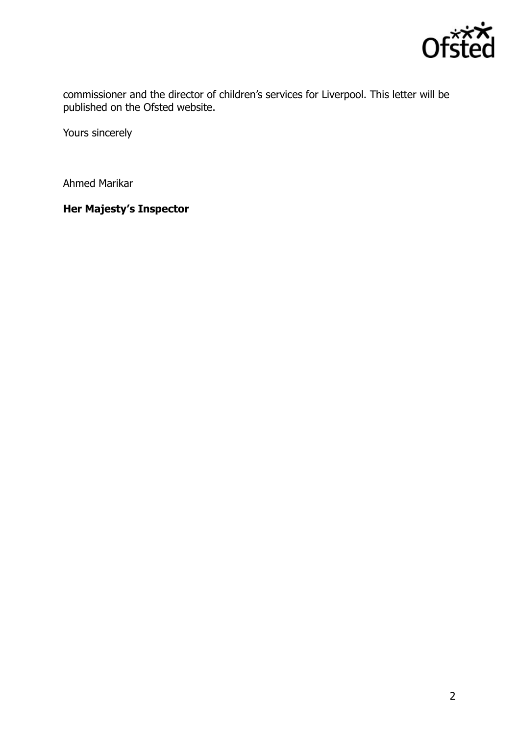commissioner and the director of children's services for Liverpool. This letter will be published on the Ofsted website.

Yours sincerely

Ahmed Marikar

**Her Majesty's Inspector**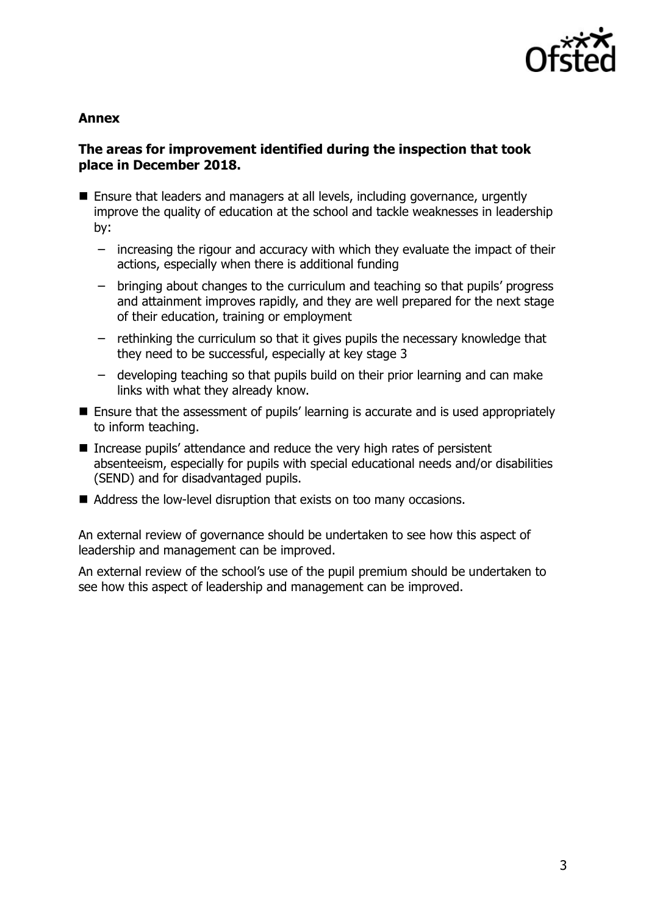## Annex

### The areas for improvement identified during the inspection that took place in December 2018.

- Ensure that leaders and managers at all levels, including governance, urgently improve the quality of education at the school and tackle weaknesses in leadership by:
  - increasing the rigour and accuracy with which they evaluate the impact of their actions, especially when there is additional funding
  - bringing about changes to the curriculum and teaching so that pupils' progress and attainment improves rapidly, and they are well prepared for the next stage of their education, training or employment
  - rethinking the curriculum so that it gives pupils the necessary knowledge that they need to be successful, especially at key stage 3
  - developing teaching so that pupils build on their prior learning and can make links with what they already know.
- Ensure that the assessment of pupils' learning is accurate and is used appropriately to inform teaching.
- Increase pupils' attendance and reduce the very high rates of persistent absenteeism, especially for pupils with special educational needs and/or disabilities (SEND) and for disadvantaged pupils.
- Address the low-level disruption that exists on too many occasions.

An external review of governance should be undertaken to see how this aspect of leadership and management can be improved.

An external review of the school's use of the pupil premium should be undertaken to see how this aspect of leadership and management can be improved.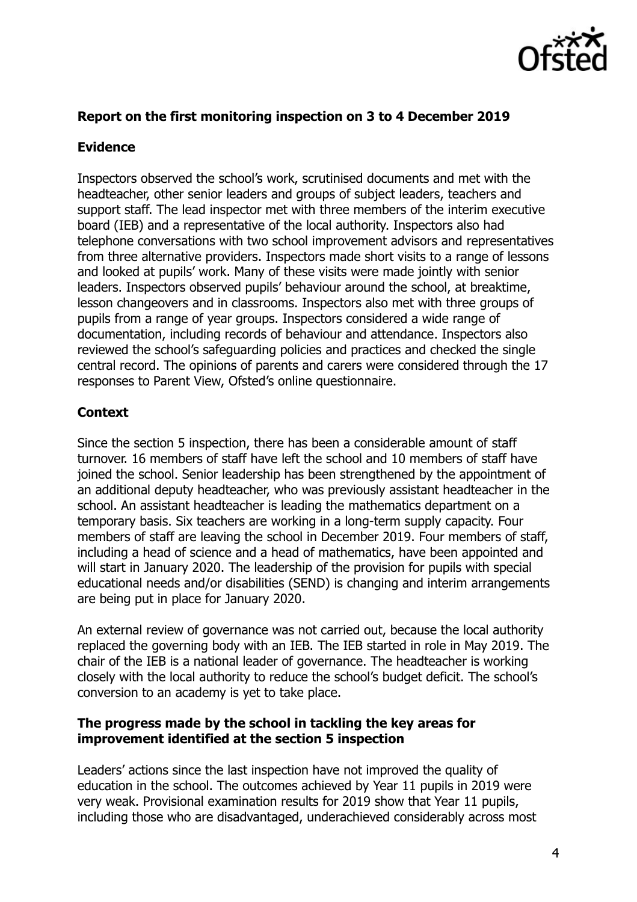## Report on the first monitoring inspection on 3 to 4 December 2019

### Evidence

Inspectors observed the school's work, scrutinised documents and met with the headteacher, other senior leaders and groups of subject leaders, teachers and support staff. The lead inspector met with three members of the interim executive board (IEB) and a representative of the local authority. Inspectors also had telephone conversations with two school improvement advisors and representatives from three alternative providers. Inspectors made short visits to a range of lessons and looked at pupils' work. Many of these visits were made jointly with senior leaders. Inspectors observed pupils' behaviour around the school, at breaktime, lesson changeovers and in classrooms. Inspectors also met with three groups of pupils from a range of year groups. Inspectors considered a wide range of documentation, including records of behaviour and attendance. Inspectors also reviewed the school's safeguarding policies and practices and checked the single central record. The opinions of parents and carers were considered through the 17 responses to Parent View, Ofsted's online questionnaire.

### Context

Since the section 5 inspection, there has been a considerable amount of staff turnover. 16 members of staff have left the school and 10 members of staff have joined the school. Senior leadership has been strengthened by the appointment of an additional deputy headteacher, who was previously assistant headteacher in the school. An assistant headteacher is leading the mathematics department on a temporary basis. Six teachers are working in a long-term supply capacity. Four members of staff are leaving the school in December 2019. Four members of staff, including a head of science and a head of mathematics, have been appointed and will start in January 2020. The leadership of the provision for pupils with special educational needs and/or disabilities (SEND) is changing and interim arrangements are being put in place for January 2020.

An external review of governance was not carried out, because the local authority replaced the governing body with an IEB. The IEB started in role in May 2019. The chair of the IEB is a national leader of governance. The headteacher is working closely with the local authority to reduce the school's budget deficit. The school's conversion to an academy is yet to take place.

### The progress made by the school in tackling the key areas for improvement identified at the section 5 inspection

Leaders' actions since the last inspection have not improved the quality of education in the school. The outcomes achieved by Year 11 pupils in 2019 were very weak. Provisional examination results for 2019 show that Year 11 pupils, including those who are disadvantaged, underachieved considerably across most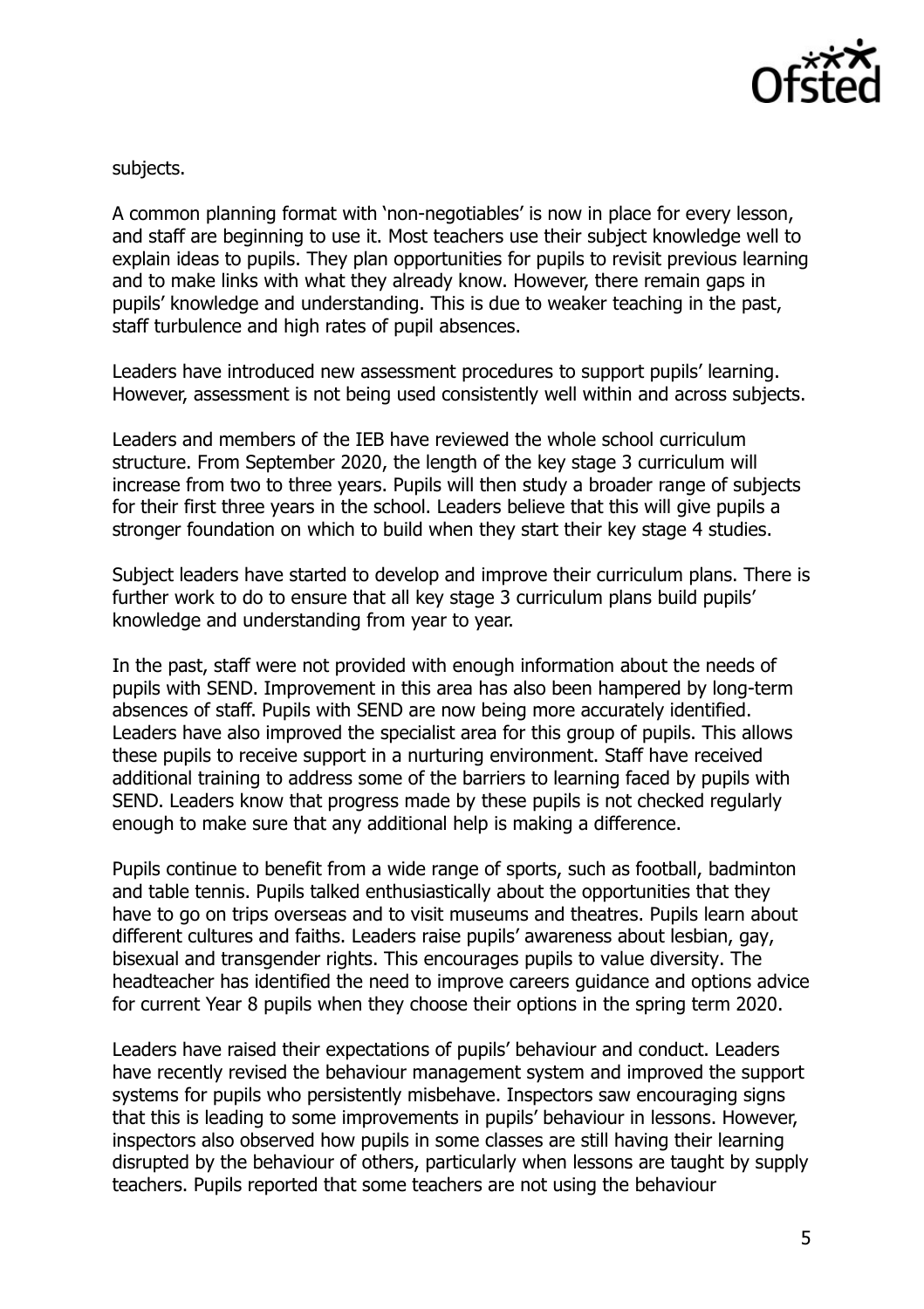subjects.

A common planning format with 'non-negotiables' is now in place for every lesson, and staff are beginning to use it. Most teachers use their subject knowledge well to explain ideas to pupils. They plan opportunities for pupils to revisit previous learning and to make links with what they already know. However, there remain gaps in pupils' knowledge and understanding. This is due to weaker teaching in the past, staff turbulence and high rates of pupil absences.

Leaders have introduced new assessment procedures to support pupils' learning. However, assessment is not being used consistently well within and across subjects.

Leaders and members of the IEB have reviewed the whole school curriculum structure. From September 2020, the length of the key stage 3 curriculum will increase from two to three years. Pupils will then study a broader range of subjects for their first three years in the school. Leaders believe that this will give pupils a stronger foundation on which to build when they start their key stage 4 studies.

Subject leaders have started to develop and improve their curriculum plans. There is further work to do to ensure that all key stage 3 curriculum plans build pupils' knowledge and understanding from year to year.

In the past, staff were not provided with enough information about the needs of pupils with SEND. Improvement in this area has also been hampered by long-term absences of staff. Pupils with SEND are now being more accurately identified. Leaders have also improved the specialist area for this group of pupils. This allows these pupils to receive support in a nurturing environment. Staff have received additional training to address some of the barriers to learning faced by pupils with SEND. Leaders know that progress made by these pupils is not checked regularly enough to make sure that any additional help is making a difference.

Pupils continue to benefit from a wide range of sports, such as football, badminton and table tennis. Pupils talked enthusiastically about the opportunities that they have to go on trips overseas and to visit museums and theatres. Pupils learn about different cultures and faiths. Leaders raise pupils' awareness about lesbian, gay, bisexual and transgender rights. This encourages pupils to value diversity. The headteacher has identified the need to improve careers guidance and options advice for current Year 8 pupils when they choose their options in the spring term 2020.

Leaders have raised their expectations of pupils' behaviour and conduct. Leaders have recently revised the behaviour management system and improved the support systems for pupils who persistently misbehave. Inspectors saw encouraging signs that this is leading to some improvements in pupils' behaviour in lessons. However, inspectors also observed how pupils in some classes are still having their learning disrupted by the behaviour of others, particularly when lessons are taught by supply teachers. Pupils reported that some teachers are not using the behaviour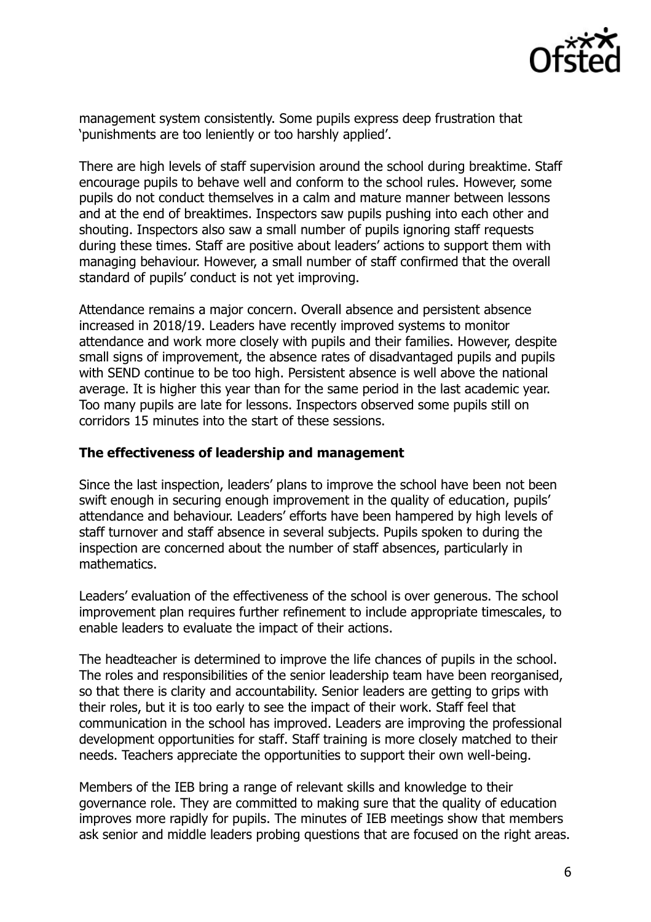management system consistently. Some pupils express deep frustration that 'punishments are too leniently or too harshly applied'.

There are high levels of staff supervision around the school during breaktime. Staff encourage pupils to behave well and conform to the school rules. However, some pupils do not conduct themselves in a calm and mature manner between lessons and at the end of breaktimes. Inspectors saw pupils pushing into each other and shouting. Inspectors also saw a small number of pupils ignoring staff requests during these times. Staff are positive about leaders' actions to support them with managing behaviour. However, a small number of staff confirmed that the overall standard of pupils' conduct is not yet improving.

Attendance remains a major concern. Overall absence and persistent absence increased in 2018/19. Leaders have recently improved systems to monitor attendance and work more closely with pupils and their families. However, despite small signs of improvement, the absence rates of disadvantaged pupils and pupils with SEND continue to be too high. Persistent absence is well above the national average. It is higher this year than for the same period in the last academic year. Too many pupils are late for lessons. Inspectors observed some pupils still on corridors 15 minutes into the start of these sessions.

### The effectiveness of leadership and management

Since the last inspection, leaders' plans to improve the school have been not been swift enough in securing enough improvement in the quality of education, pupils' attendance and behaviour. Leaders' efforts have been hampered by high levels of staff turnover and staff absence in several subjects. Pupils spoken to during the inspection are concerned about the number of staff absences, particularly in mathematics.

Leaders' evaluation of the effectiveness of the school is over generous. The school improvement plan requires further refinement to include appropriate timescales, to enable leaders to evaluate the impact of their actions.

The headteacher is determined to improve the life chances of pupils in the school. The roles and responsibilities of the senior leadership team have been reorganised, so that there is clarity and accountability. Senior leaders are getting to grips with their roles, but it is too early to see the impact of their work. Staff feel that communication in the school has improved. Leaders are improving the professional development opportunities for staff. Staff training is more closely matched to their needs. Teachers appreciate the opportunities to support their own well-being.

Members of the IEB bring a range of relevant skills and knowledge to their governance role. They are committed to making sure that the quality of education improves more rapidly for pupils. The minutes of IEB meetings show that members ask senior and middle leaders probing questions that are focused on the right areas.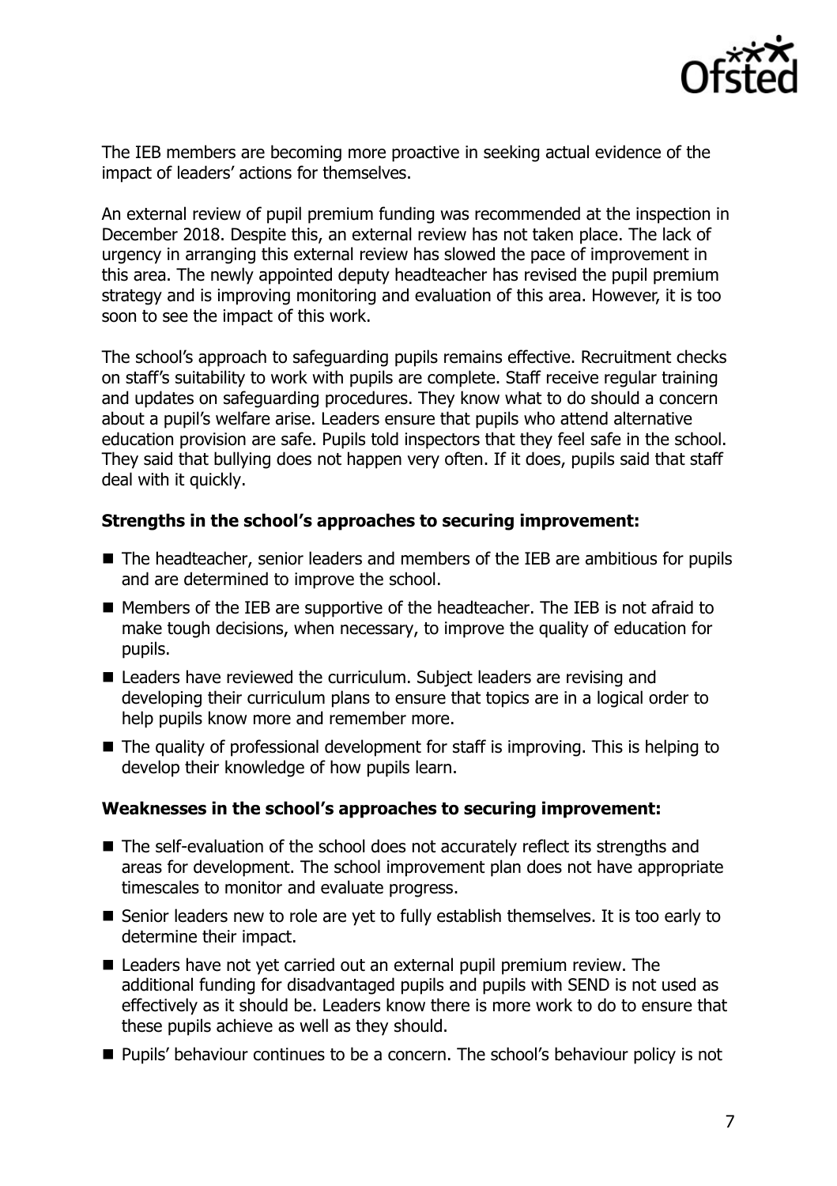The IEB members are becoming more proactive in seeking actual evidence of the impact of leaders' actions for themselves.

An external review of pupil premium funding was recommended at the inspection in December 2018. Despite this, an external review has not taken place. The lack of urgency in arranging this external review has slowed the pace of improvement in this area. The newly appointed deputy headteacher has revised the pupil premium strategy and is improving monitoring and evaluation of this area. However, it is too soon to see the impact of this work.

The school's approach to safeguarding pupils remains effective. Recruitment checks on staff's suitability to work with pupils are complete. Staff receive regular training and updates on safeguarding procedures. They know what to do should a concern about a pupil's welfare arise. Leaders ensure that pupils who attend alternative education provision are safe. Pupils told inspectors that they feel safe in the school. They said that bullying does not happen very often. If it does, pupils said that staff deal with it quickly.

**Strengths in the school's approaches to securing improvement:**

- The headteacher, senior leaders and members of the IEB are ambitious for pupils and are determined to improve the school.
- Members of the IEB are supportive of the headteacher. The IEB is not afraid to make tough decisions, when necessary, to improve the quality of education for pupils.
- Leaders have reviewed the curriculum. Subject leaders are revising and developing their curriculum plans to ensure that topics are in a logical order to help pupils know more and remember more.
- The quality of professional development for staff is improving. This is helping to develop their knowledge of how pupils learn.

**Weaknesses in the school's approaches to securing improvement:**

- The self-evaluation of the school does not accurately reflect its strengths and areas for development. The school improvement plan does not have appropriate timescales to monitor and evaluate progress.
- Senior leaders new to role are yet to fully establish themselves. It is too early to determine their impact.
- Leaders have not yet carried out an external pupil premium review. The additional funding for disadvantaged pupils and pupils with SEND is not used as effectively as it should be. Leaders know there is more work to do to ensure that these pupils achieve as well as they should.
- Pupils' behaviour continues to be a concern. The school's behaviour policy is not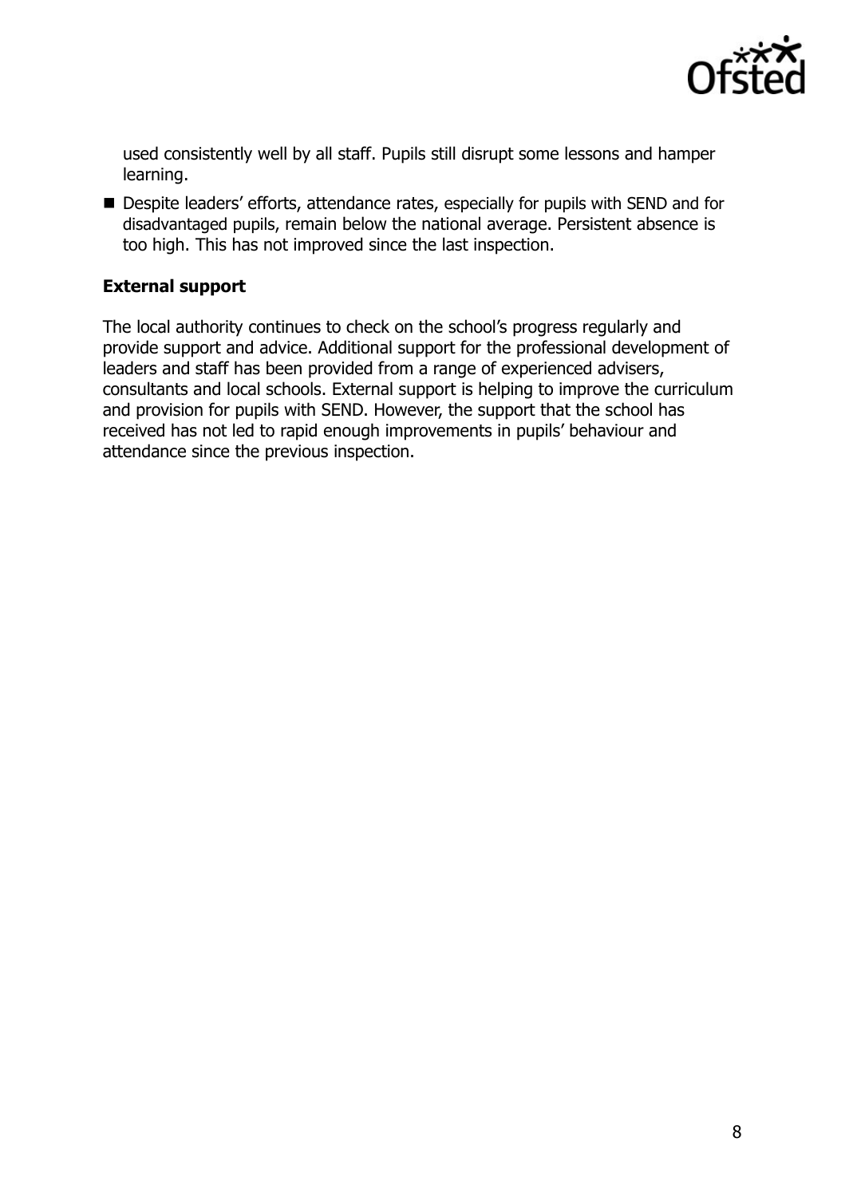used consistently well by all staff. Pupils still disrupt some lessons and hamper learning.

- Despite leaders' efforts, attendance rates, especially for pupils with SEND and for disadvantaged pupils, remain below the national average. Persistent absence is too high. This has not improved since the last inspection.

**External support**

The local authority continues to check on the school's progress regularly and provide support and advice. Additional support for the professional development of leaders and staff has been provided from a range of experienced advisers, consultants and local schools. External support is helping to improve the curriculum and provision for pupils with SEND. However, the support that the school has received has not led to rapid enough improvements in pupils' behaviour and attendance since the previous inspection.